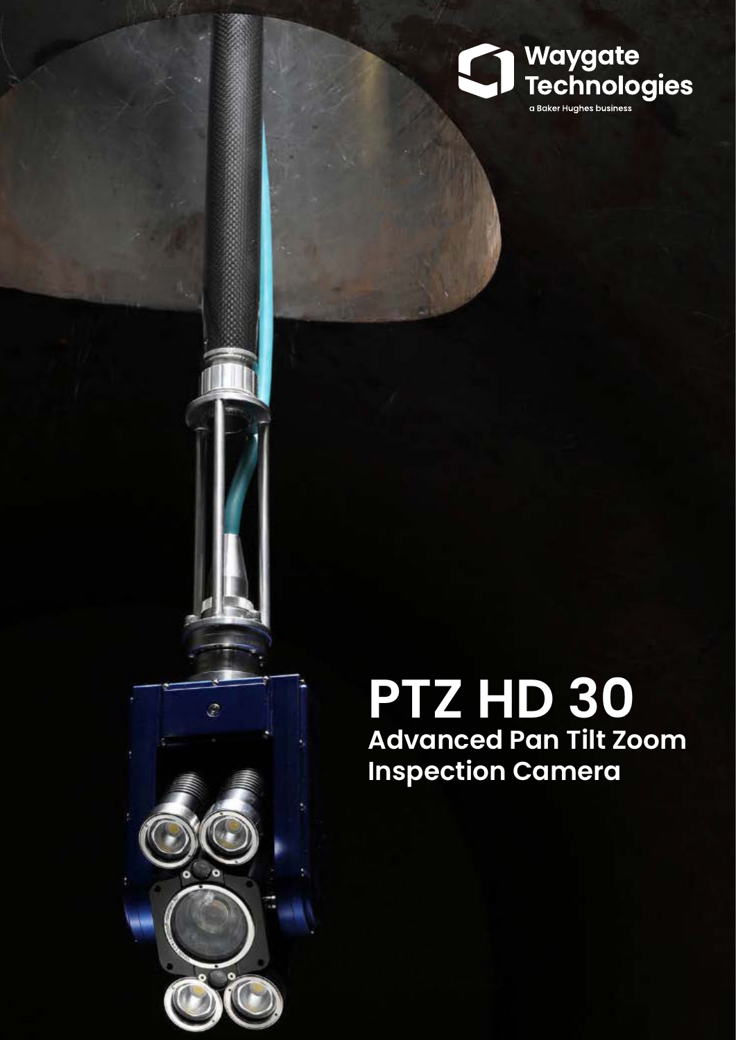Waygate Technologies

a Baker Hughes business

# PTZ HD 30

## Advanced Pan Tilt Zoom Inspection Camera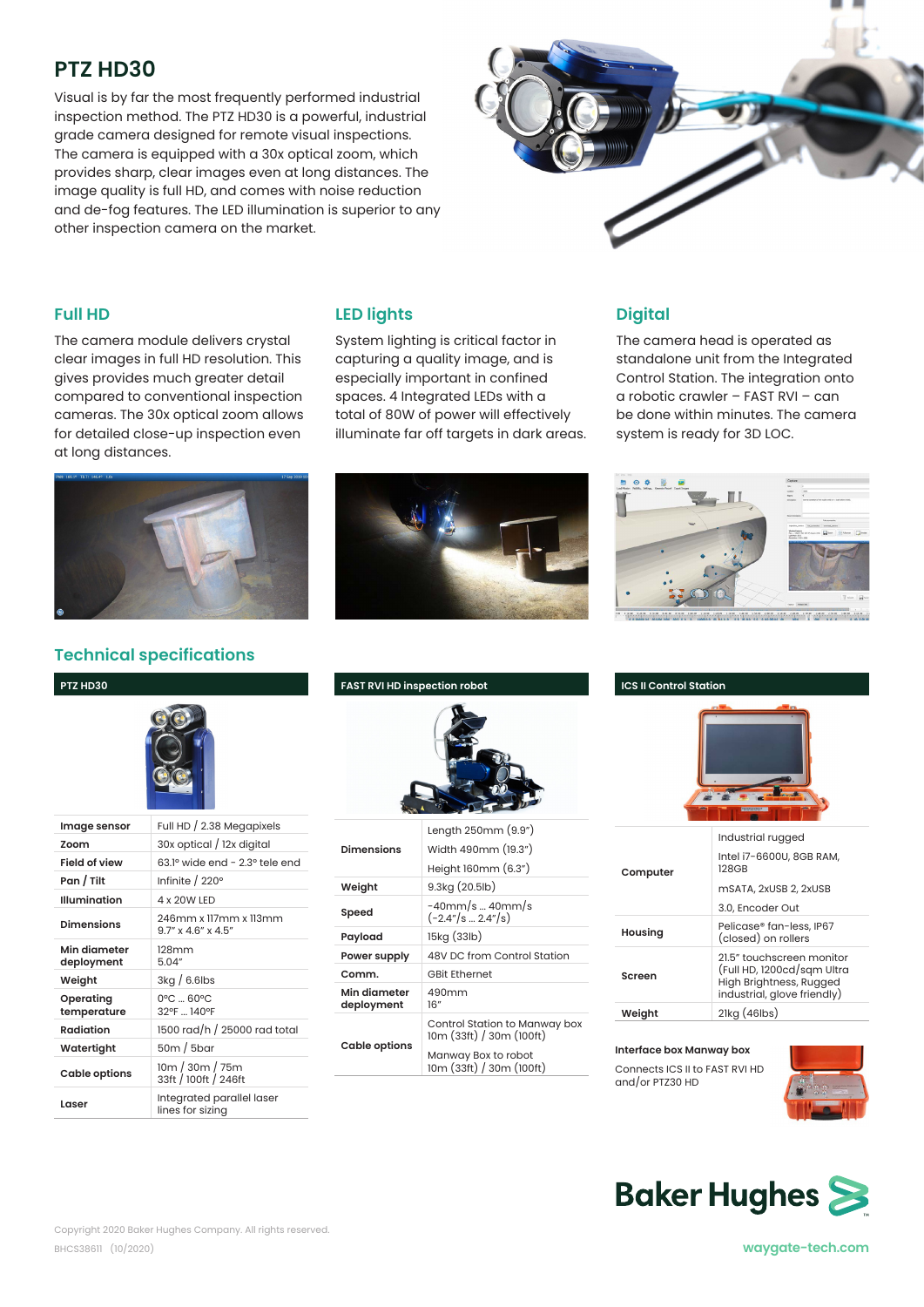# PTZ HD30

Visual is by far the most frequently performed industrial inspection method. The PTZ HD30 is a powerful, industrial grade camera designed for remote visual inspections. The camera is equipped with a 30x optical zoom, which provides sharp, clear images even at long distances. The image quality is full HD, and comes with noise reduction and de-fog features. The LED illumination is superior to any other inspection camera on the market.

## Full HD

The camera module delivers crystal clear images in full HD resolution. This gives provides much greater detail compared to conventional inspection cameras. The 30x optical zoom allows for detailed close-up inspection even at long distances.

## LED lights

System lighting is critical factor in capturing a quality image, and is especially important in confined spaces. 4 Integrated LEDs with a total of 80W of power will effectively illuminate far off targets in dark areas.

## Digital

The camera head is operated as standalone unit from the Integrated Control Station. The integration onto a robotic crawler – FAST RVI – can be done within minutes. The camera system is ready for 3D LOC.

## Technical specifications

### PTZ HD30

| | |
|---|---|
| **Image sensor** | Full HD / 2.38 Megapixels |
| **Zoom** | 30x optical / 12x digital |
| **Field of view** | 63.1° wide end - 2.3° tele end |
| **Pan / Tilt** | Infinite / 220° |
| **Illumination** | 4 x 20W LED |
| **Dimensions** | 246mm x 117mm x 113mm<br>9.7" x 4.6" x 4.5" |
| **Min diameter deployment** | 128mm<br>5.04" |
| **Weight** | 3kg / 6.6lbs |
| **Operating temperature** | 0°C ... 60°C<br>32°F ... 140°F |
| **Radiation** | 1500 rad/h / 25000 rad total |
| **Watertight** | 50m / 5bar |
| **Cable options** | 10m / 30m / 75m<br>33ft / 100ft / 246ft |
| **Laser** | Integrated parallel laser lines for sizing |

### FAST RVI HD inspection robot

| | |
|---|---|
| **Dimensions** | Length 250mm (9.9")<br>Width 490mm (19.3")<br>Height 160mm (6.3") |
| **Weight** | 9.3kg (20.5lb) |
| **Speed** | -40mm/s ... 40mm/s<br>(-2.4"/s ... 2.4"/s) |
| **Payload** | 15kg (33lb) |
| **Power supply** | 48V DC from Control Station |
| **Comm.** | GBit Ethernet |
| **Min diameter deployment** | 490mm<br>16" |
| **Cable options** | Control Station to Manway box<br>10m (33ft) / 30m (100ft)<br>Manway Box to robot<br>10m (33ft) / 30m (100ft) |

### ICS II Control Station

| | |
|---|---|
| **Computer** | Industrial rugged<br>Intel i7-6600U, 8GB RAM, 128GB<br>mSATA, 2xUSB 2, 2xUSB<br>3.0, Encoder Out |
| **Housing** | Pelicase® fan-less, IP67 (closed) on rollers |
| **Screen** | 21.5" touchscreen monitor (Full HD, 1200cd/sqm Ultra High Brightness, Rugged industrial, glove friendly) |
| **Weight** | 21kg (46lbs) |

**Interface box Manway box**

Connects ICS II to FAST RVI HD and/or PTZ30 HD

Baker Hughes

Copyright 2020 Baker Hughes Company. All rights reserved.

BHCS38611 (10/2020)

waygate-tech.com